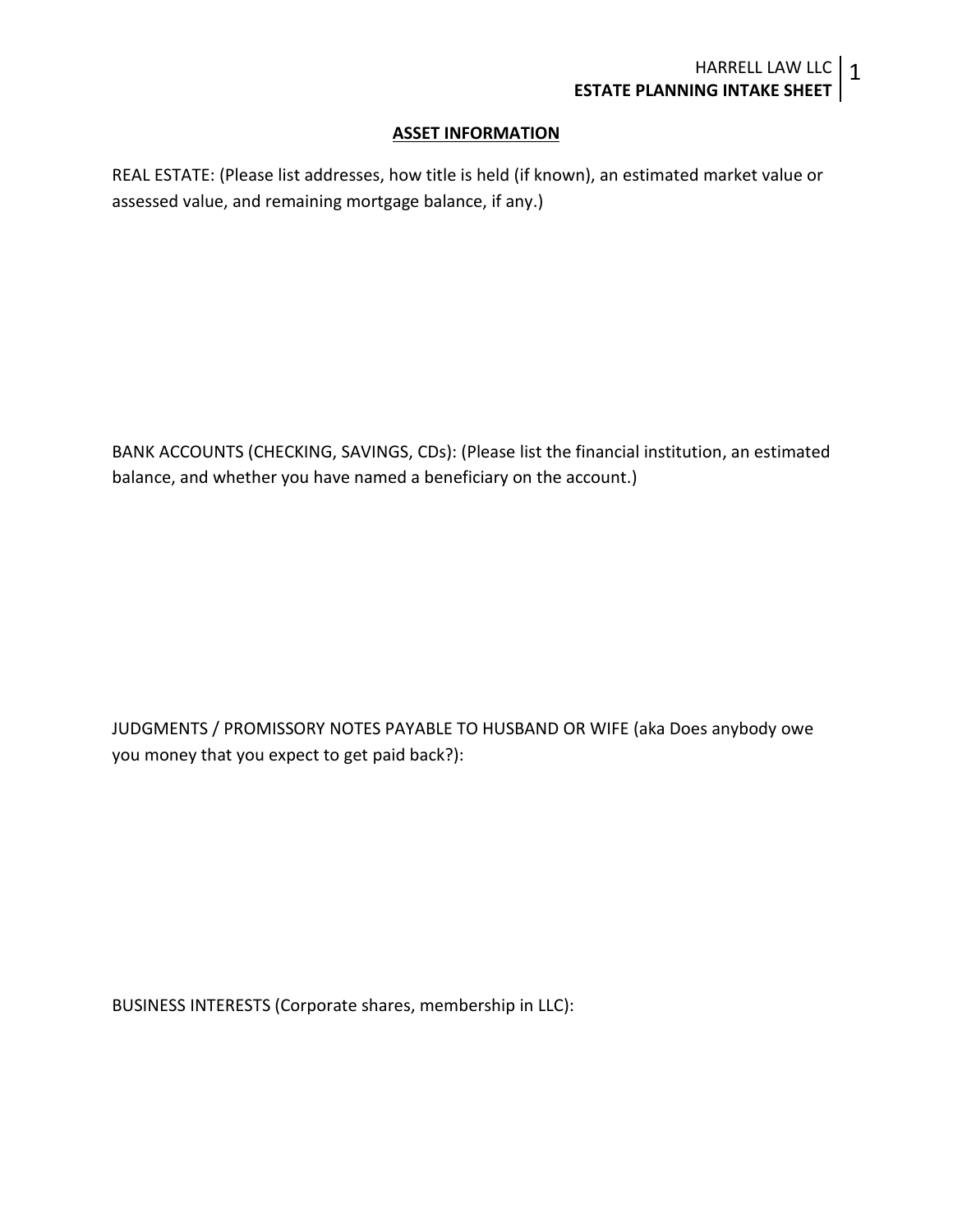## ASSET INFORMATION

REAL ESTATE: (Please list addresses, how title is held (if known), an estimated market value or assessed value, and remaining mortgage balance, if any.)

BANK ACCOUNTS (CHECKING, SAVINGS, CDs): (Please list the financial institution, an estimated balance, and whether you have named a beneficiary on the account.)

JUDGMENTS / PROMISSORY NOTES PAYABLE TO HUSBAND OR WIFE (aka Does anybody owe you money that you expect to get paid back?):

BUSINESS INTERESTS (Corporate shares, membership in LLC):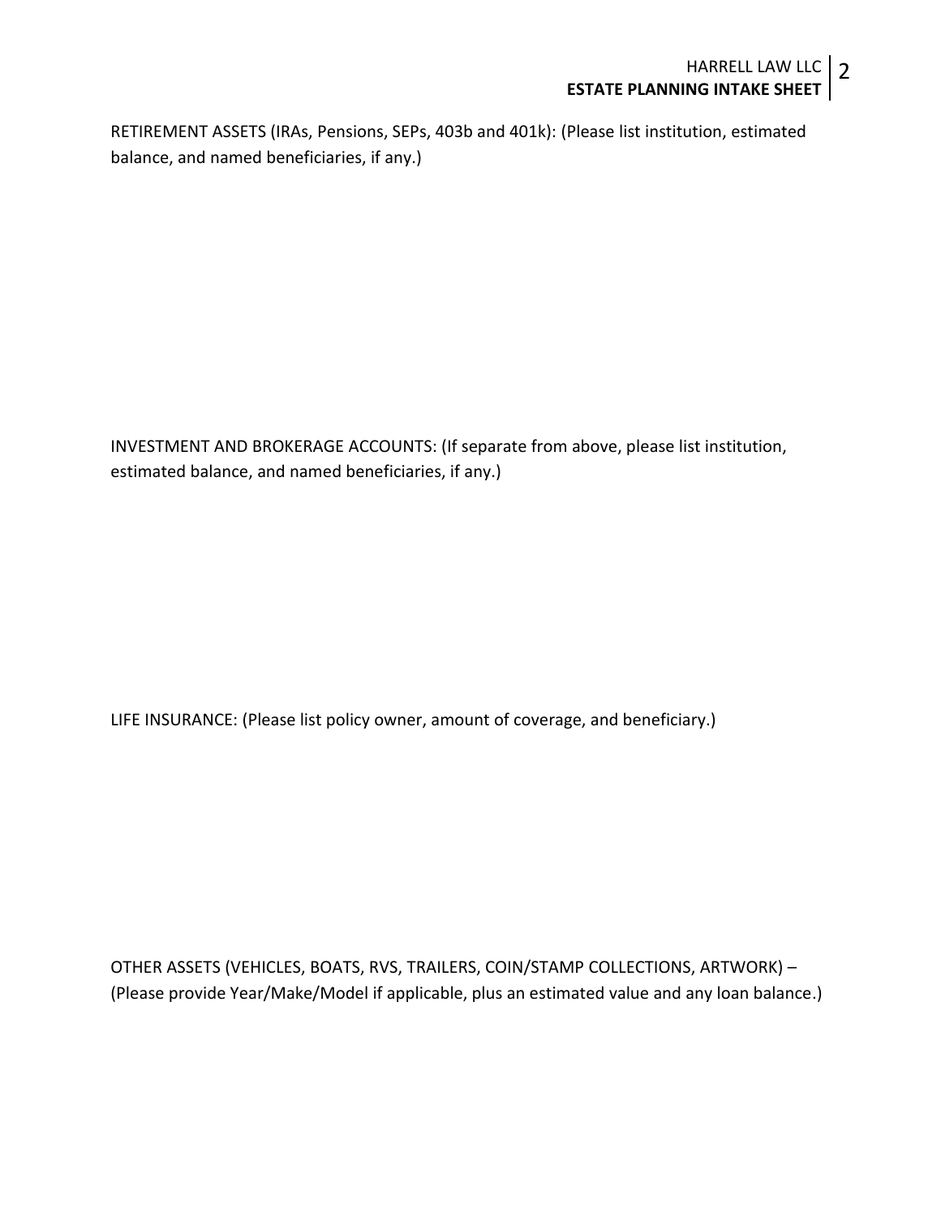RETIREMENT ASSETS (IRAs, Pensions, SEPs, 403b and 401k): (Please list institution, estimated balance, and named beneficiaries, if any.)

INVESTMENT AND BROKERAGE ACCOUNTS: (If separate from above, please list institution, estimated balance, and named beneficiaries, if any.)

LIFE INSURANCE: (Please list policy owner, amount of coverage, and beneficiary.)

OTHER ASSETS (VEHICLES, BOATS, RVS, TRAILERS, COIN/STAMP COLLECTIONS, ARTWORK) – (Please provide Year/Make/Model if applicable, plus an estimated value and any loan balance.)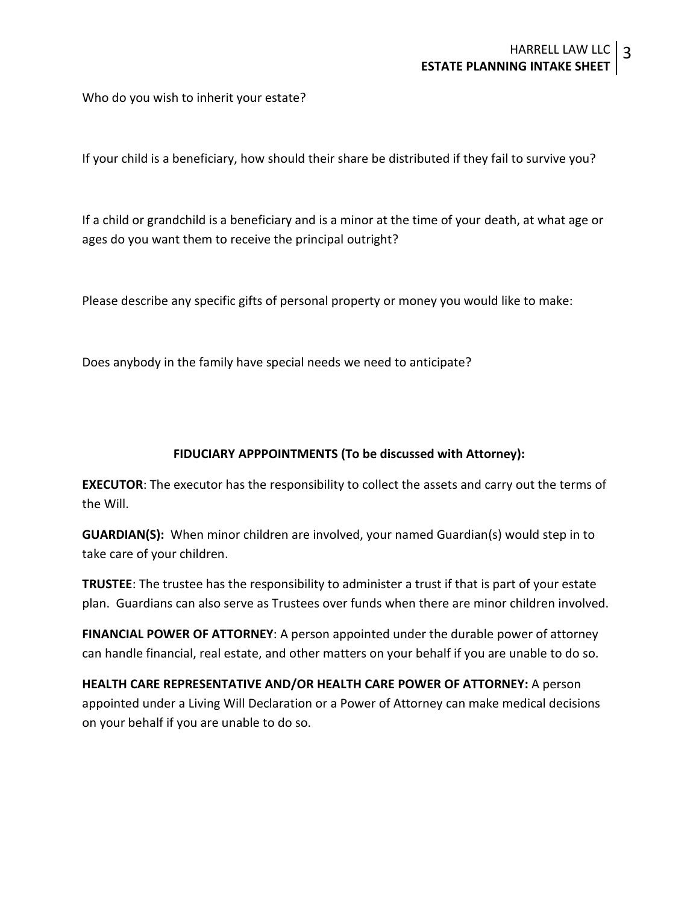Who do you wish to inherit your estate?

If your child is a beneficiary, how should their share be distributed if they fail to survive you?

If a child or grandchild is a beneficiary and is a minor at the time of your death, at what age or ages do you want them to receive the principal outright?

Please describe any specific gifts of personal property or money you would like to make:

Does anybody in the family have special needs we need to anticipate?

## FIDUCIARY APPPOINTMENTS (To be discussed with Attorney):

**EXECUTOR**: The executor has the responsibility to collect the assets and carry out the terms of the Will.

**GUARDIAN(S):** When minor children are involved, your named Guardian(s) would step in to take care of your children.

**TRUSTEE**: The trustee has the responsibility to administer a trust if that is part of your estate plan. Guardians can also serve as Trustees over funds when there are minor children involved.

**FINANCIAL POWER OF ATTORNEY**: A person appointed under the durable power of attorney can handle financial, real estate, and other matters on your behalf if you are unable to do so.

**HEALTH CARE REPRESENTATIVE AND/OR HEALTH CARE POWER OF ATTORNEY:** A person appointed under a Living Will Declaration or a Power of Attorney can make medical decisions on your behalf if you are unable to do so.